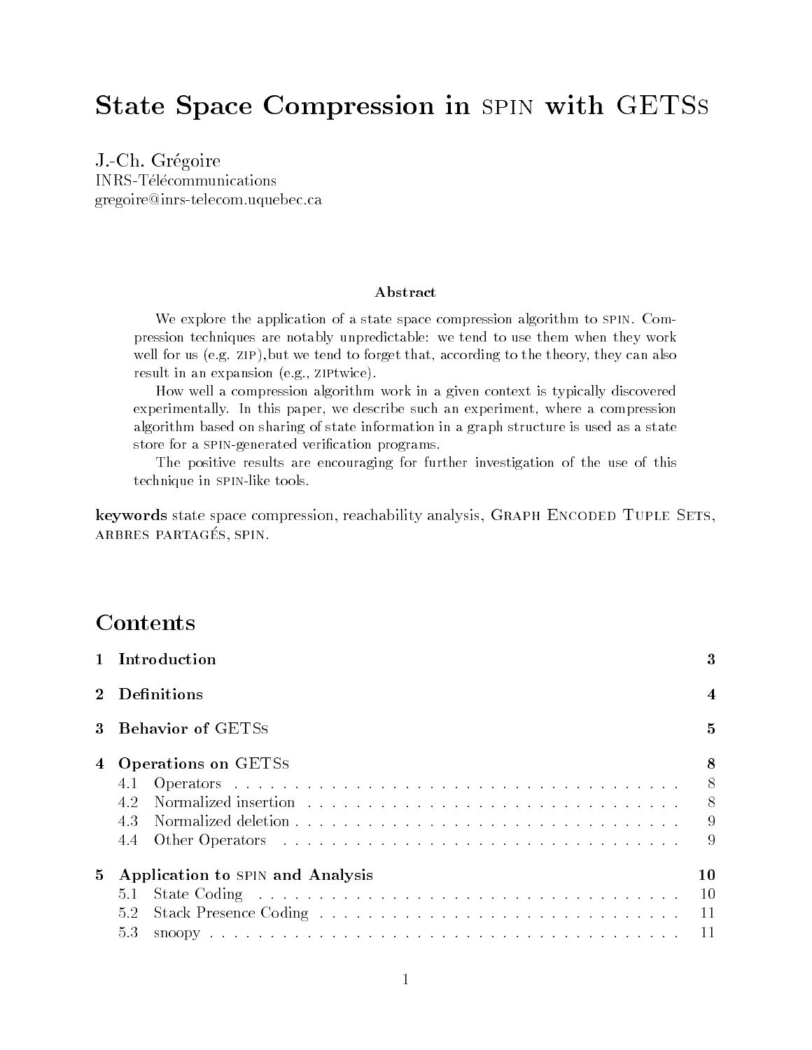# State Space Compression in SPIN with GETSs

J.-Ch. Grégoire
INRS-Télécommunications
gregoire@inrs-telecom.uquebec.ca

### Abstract

We explore the application of a state space compression algorithm to SPIN. Compression techniques are notably unpredictable: we tend to use them when they work well for us (e.g. ZIP),but we tend to forget that, according to the theory, they can also result in an expansion (e.g., ZIPtwice).

How well a compression algorithm work in a given context is typically discovered experimentally. In this paper, we describe such an experiment, where a compression algorithm based on sharing of state information in a graph structure is used as a state store for a SPIN-generated verification programs.

The positive results are encouraging for further investigation of the use of this technique in SPIN-like tools.

**keywords** state space compression, reachability analysis, GRAPH ENCODED TUPLE SETS, ARBRES PARTAGÉS, SPIN.

## Contents

| | | |
|---|---|---|
| **1** | **Introduction** | **3** |
| **2** | **Definitions** | **4** |
| **3** | **Behavior of GETSs** | **5** |
| **4** | **Operations on GETSs** | **8** |
| 4.1 | Operators | 8 |
| 4.2 | Normalized insertion | 8 |
| 4.3 | Normalized deletion | 9 |
| 4.4 | Other Operators | 9 |
| **5** | **Application to SPIN and Analysis** | **10** |
| 5.1 | State Coding | 10 |
| 5.2 | Stack Presence Coding | 11 |
| 5.3 | snoopy | 11 |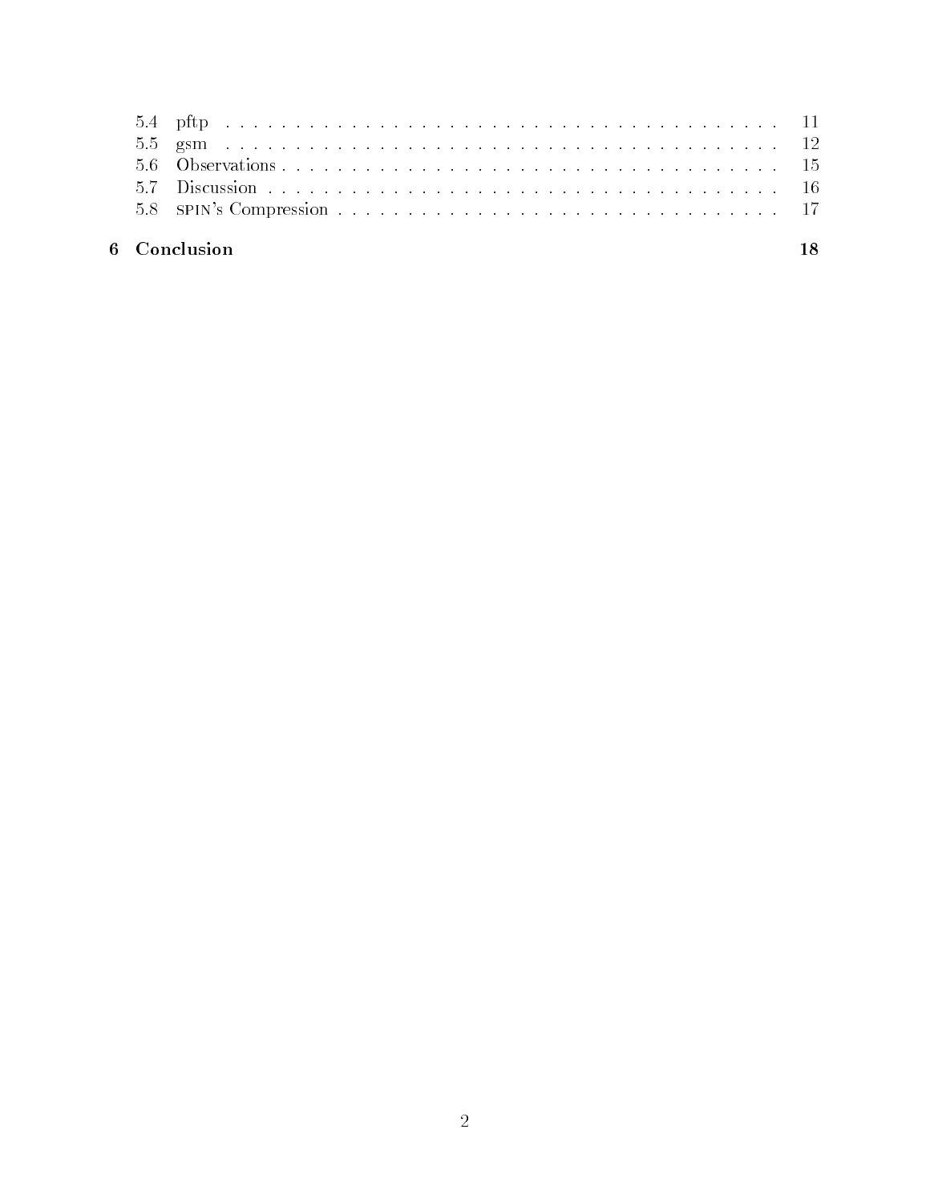5.4 pftp . . . . . . . . . . . . . . . . . . . . . . . . . . . . . . . . . . . . . . . 11
5.5 gsm . . . . . . . . . . . . . . . . . . . . . . . . . . . . . . . . . . . . . . . 12
5.6 Observations . . . . . . . . . . . . . . . . . . . . . . . . . . . . . . . . . . . 15
5.7 Discussion . . . . . . . . . . . . . . . . . . . . . . . . . . . . . . . . . . . 16
5.8 SPIN's Compression . . . . . . . . . . . . . . . . . . . . . . . . . . . . . . 17

**6 Conclusion** **18**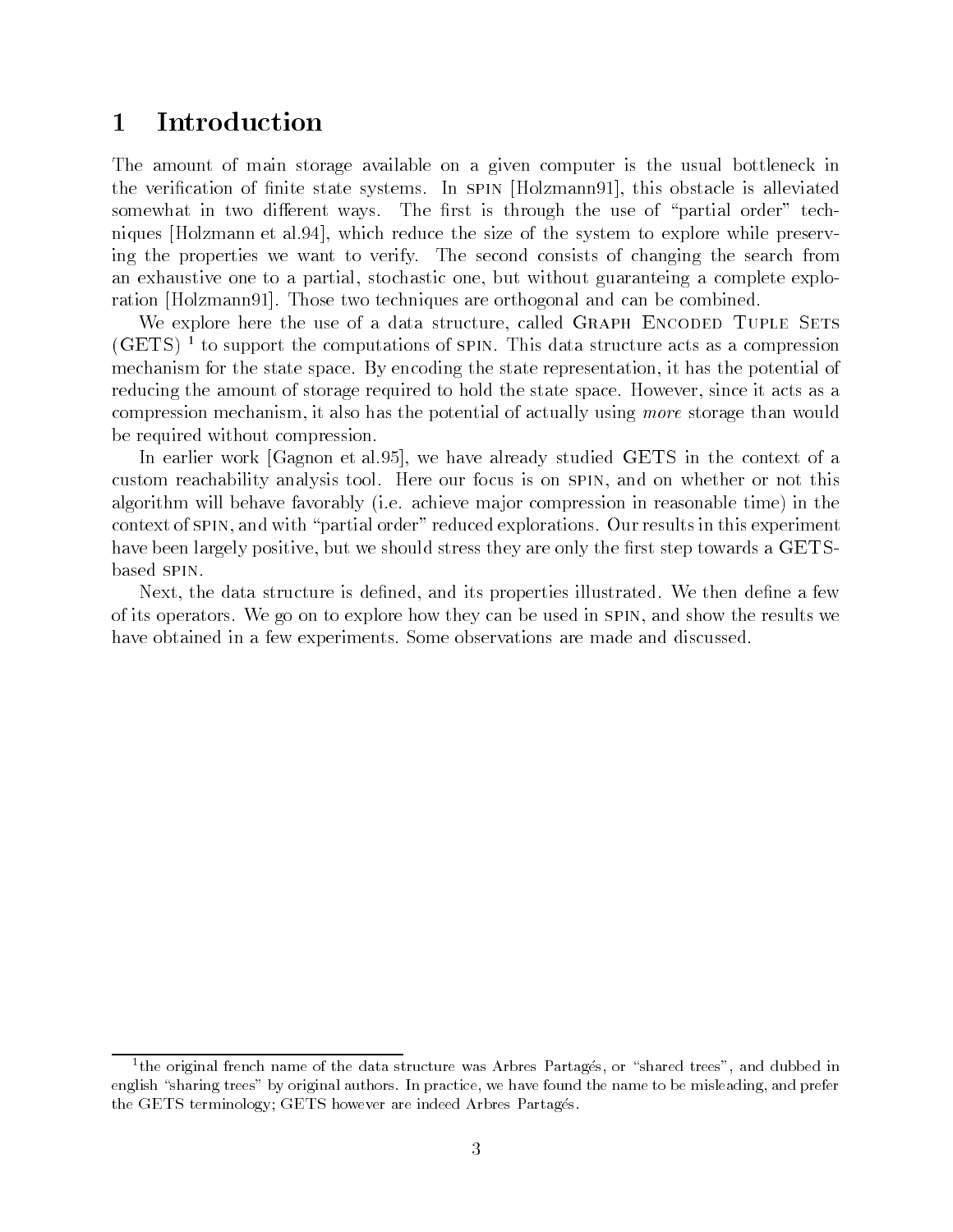# 1 Introduction

The amount of main storage available on a given computer is the usual bottleneck in the verification of finite state systems. In SPIN [Holzmann91], this obstacle is alleviated somewhat in two different ways. The first is through the use of "partial order" techniques [Holzmann et al.94], which reduce the size of the system to explore while preserving the properties we want to verify. The second consists of changing the search from an exhaustive one to a partial, stochastic one, but without guaranteing a complete exploration [Holzmann91]. Those two techniques are orthogonal and can be combined.

We explore here the use of a data structure, called Graph Encoded Tuple Sets (GETS) [1] to support the computations of SPIN. This data structure acts as a compression mechanism for the state space. By encoding the state representation, it has the potential of reducing the amount of storage required to hold the state space. However, since it acts as a compression mechanism, it also has the potential of actually using *more* storage than would be required without compression.

In earlier work [Gagnon et al.95], we have already studied GETS in the context of a custom reachability analysis tool. Here our focus is on SPIN, and on whether or not this algorithm will behave favorably (i.e. achieve major compression in reasonable time) in the context of SPIN, and with "partial order" reduced explorations. Our results in this experiment have been largely positive, but we should stress they are only the first step towards a GETS-based SPIN.

Next, the data structure is defined, and its properties illustrated. We then define a few of its operators. We go on to explore how they can be used in SPIN, and show the results we have obtained in a few experiments. Some observations are made and discussed.

[1] the original french name of the data structure was Arbres Partagés, or "shared trees", and dubbed in english "sharing trees" by original authors. In practice, we have found the name to be misleading, and prefer the GETS terminology; GETS however are indeed Arbres Partagés.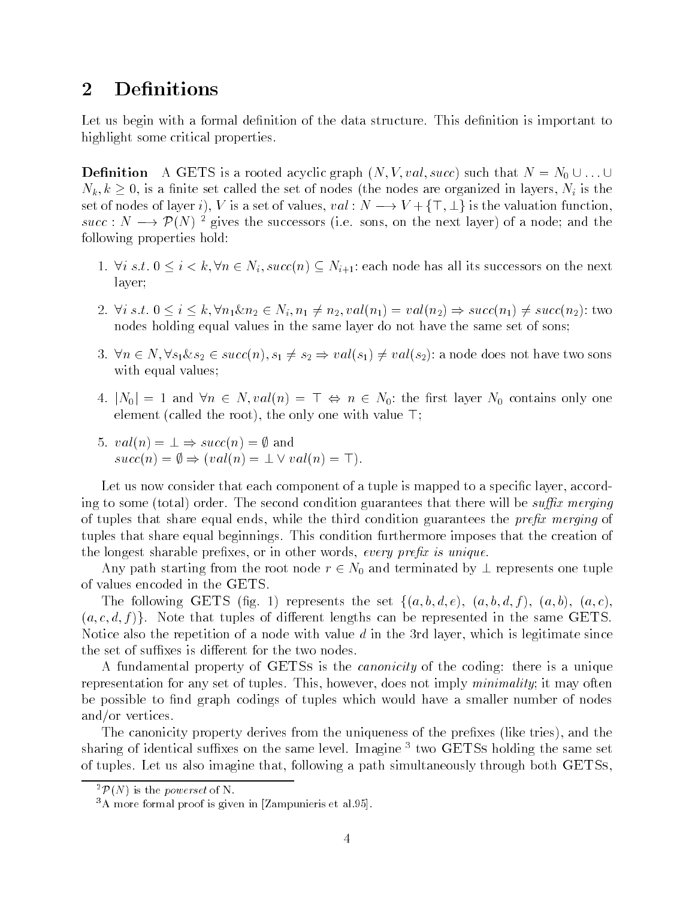## 2 Definitions

Let us begin with a formal definition of the data structure. This definition is important to highlight some critical properties.

**Definition** A GETS is a rooted acyclic graph $(N, V, val, succ)$ such that $N = N_0 \cup \ldots \cup N_k, k \geq 0$, is a finite set called the set of nodes (the nodes are organized in layers, $N_i$ is the set of nodes of layer $i$), $V$ is a set of values, $val : N \longrightarrow V + \{\top, \bot\}$ is the valuation function, $succ : N \longrightarrow \mathcal{P}(N)$ [2] gives the successors (i.e. sons, on the next layer) of a node; and the following properties hold:

1. $\forall i \; s.t. \; 0 \leq i < k, \forall n \in N_i, succ(n) \subseteq N_{i+1}$: each node has all its successors on the next layer;

2. $\forall i \; s.t. \; 0 \leq i \leq k, \forall n_1 \& n_2 \in N_i, n_1 \neq n_2, val(n_1) = val(n_2) \Rightarrow succ(n_1) \neq succ(n_2)$: two nodes holding equal values in the same layer do not have the same set of sons;

3. $\forall n \in N, \forall s_1 \& s_2 \in succ(n), s_1 \neq s_2 \Rightarrow val(s_1) \neq val(s_2)$: a node does not have two sons with equal values;

4. $|N_0| = 1$ and $\forall n \in N, val(n) = \top \Leftrightarrow n \in N_0$: the first layer $N_0$ contains only one element (called the root), the only one with value $\top$;

5. $val(n) = \bot \Rightarrow succ(n) = \emptyset$ and
   $succ(n) = \emptyset \Rightarrow (val(n) = \bot \vee val(n) = \top)$.

Let us now consider that each component of a tuple is mapped to a specific layer, according to some (total) order. The second condition guarantees that there will be *suffix merging* of tuples that share equal ends, while the third condition guarantees the *prefix merging* of tuples that share equal beginnings. This condition furthermore imposes that the creation of the longest sharable prefixes, or in other words, *every prefix is unique*.

Any path starting from the root node $r \in N_0$ and terminated by $\bot$ represents one tuple of values encoded in the GETS.

The following GETS (fig. 1) represents the set $\{(a, b, d, e), \; (a, b, d, f), \; (a, b), \; (a, c), \; (a, c, d, f)\}$. Note that tuples of different lengths can be represented in the same GETS. Notice also the repetition of a node with value $d$ in the 3rd layer, which is legitimate since the set of suffixes is different for the two nodes.

A fundamental property of GETSs is the *canonicity* of the coding: there is a unique representation for any set of tuples. This, however, does not imply *minimality*; it may often be possible to find graph codings of tuples which would have a smaller number of nodes and/or vertices.

The canonicity property derives from the uniqueness of the prefixes (like tries), and the sharing of identical suffixes on the same level. Imagine [3] two GETSs holding the same set of tuples. Let us also imagine that, following a path simultaneously through both GETSs,

---

[2] $\mathcal{P}(N)$ is the *powerset* of N.

[3] A more formal proof is given in [Zampunieris et al.95].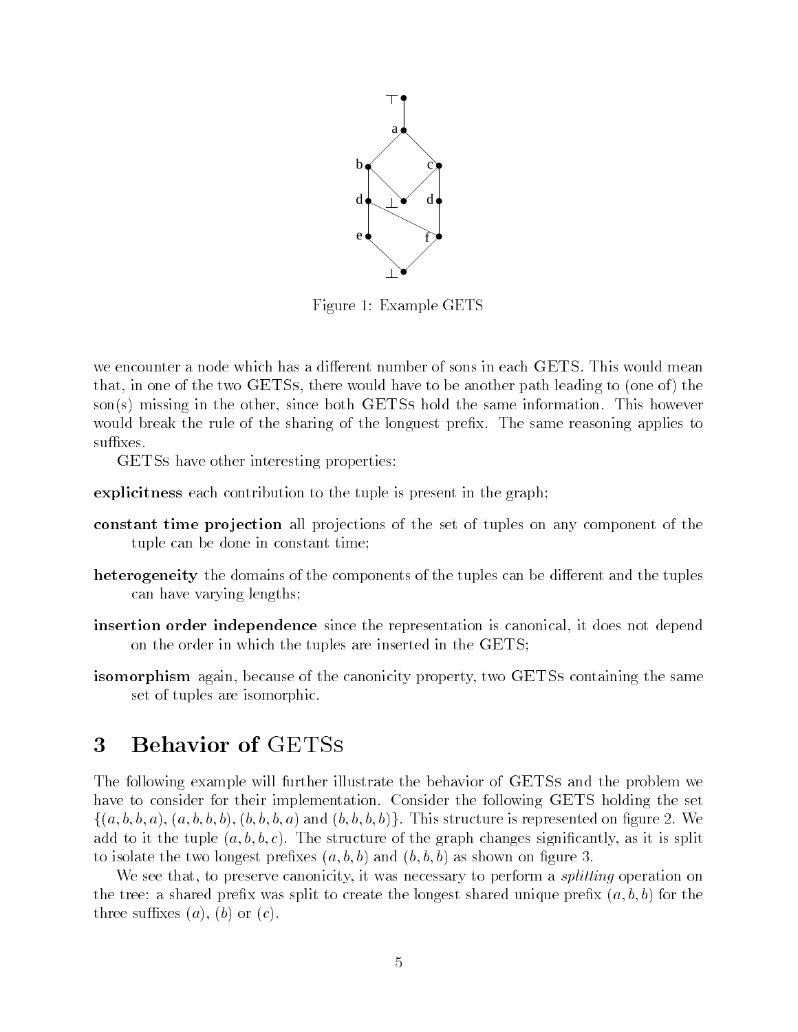Figure 1: Example GETS

we encounter a node which has a different number of sons in each GETS. This would mean that, in one of the two GETSs, there would have to be another path leading to (one of) the son(s) missing in the other, since both GETSs hold the same information. This however would break the rule of the sharing of the longuest prefix. The same reasoning applies to suffixes.

GETSs have other interesting properties:

**explicitness** each contribution to the tuple is present in the graph;

**constant time projection** all projections of the set of tuples on any component of the tuple can be done in constant time;

**heterogeneity** the domains of the components of the tuples can be different and the tuples can have varying lengths;

**insertion order independence** since the representation is canonical, it does not depend on the order in which the tuples are inserted in the GETS;

**isomorphism** again, because of the canonicity property, two GETSs containing the same set of tuples are isomorphic.

## 3 Behavior of GETSs

The following example will further illustrate the behavior of GETSs and the problem we have to consider for their implementation. Consider the following GETS holding the set $\{(a, b, b, a), (a, b, b, b), (b, b, b, a)$ and $(b, b, b, b)\}$. This structure is represented on figure 2. We add to it the tuple $(a, b, b, c)$. The structure of the graph changes significantly, as it is split to isolate the two longest prefixes $(a, b, b)$ and $(b, b, b)$ as shown on figure 3.

We see that, to preserve canonicity, it was necessary to perform a *splitting* operation on the tree: a shared prefix was split to create the longest shared unique prefix $(a, b, b)$ for the three suffixes $(a)$, $(b)$ or $(c)$.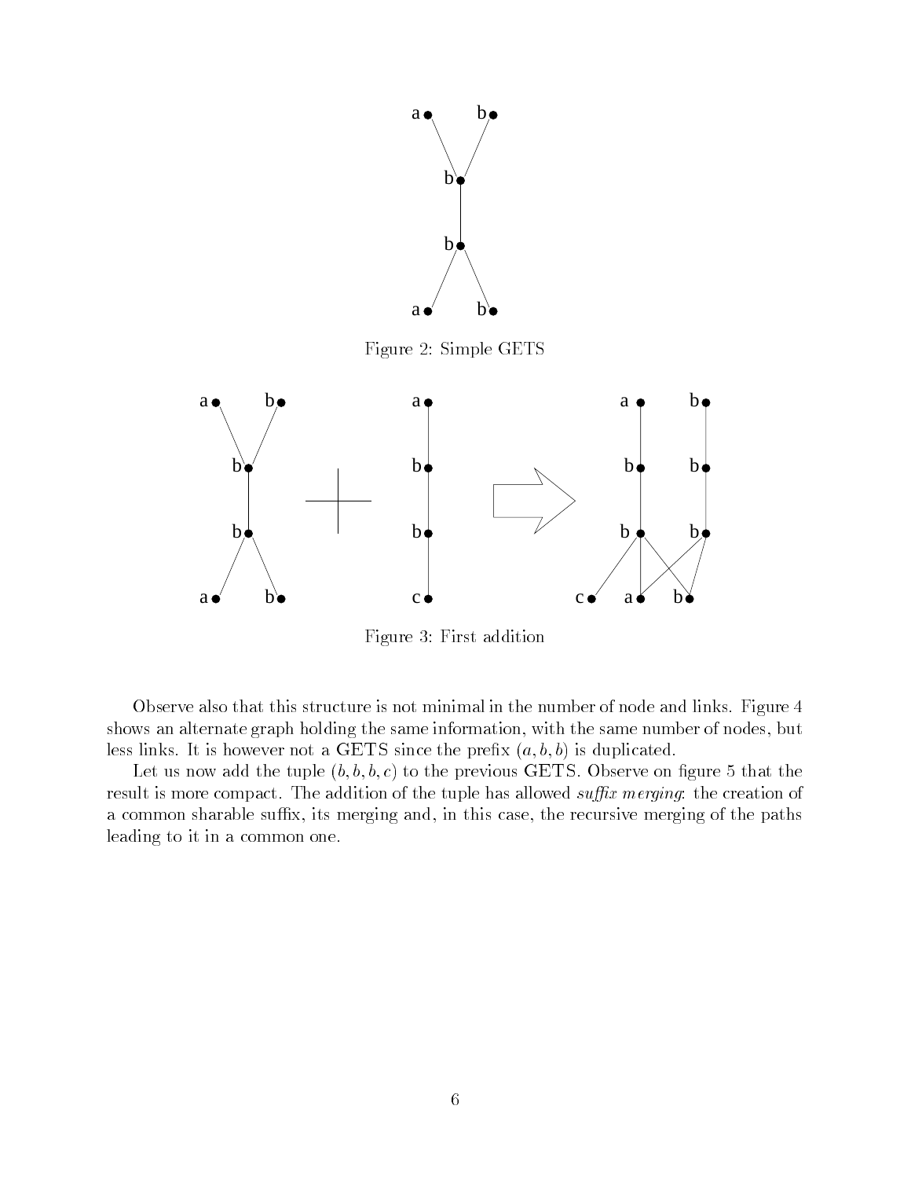Figure 2: Simple GETS

Figure 3: First addition

Observe also that this structure is not minimal in the number of node and links. Figure 4 shows an alternate graph holding the same information, with the same number of nodes, but less links. It is however not a GETS since the prefix $(a, b, b)$ is duplicated.

Let us now add the tuple $(b, b, b, c)$ to the previous GETS. Observe on figure 5 that the result is more compact. The addition of the tuple has allowed *suffix merging*: the creation of a common sharable suffix, its merging and, in this case, the recursive merging of the paths leading to it in a common one.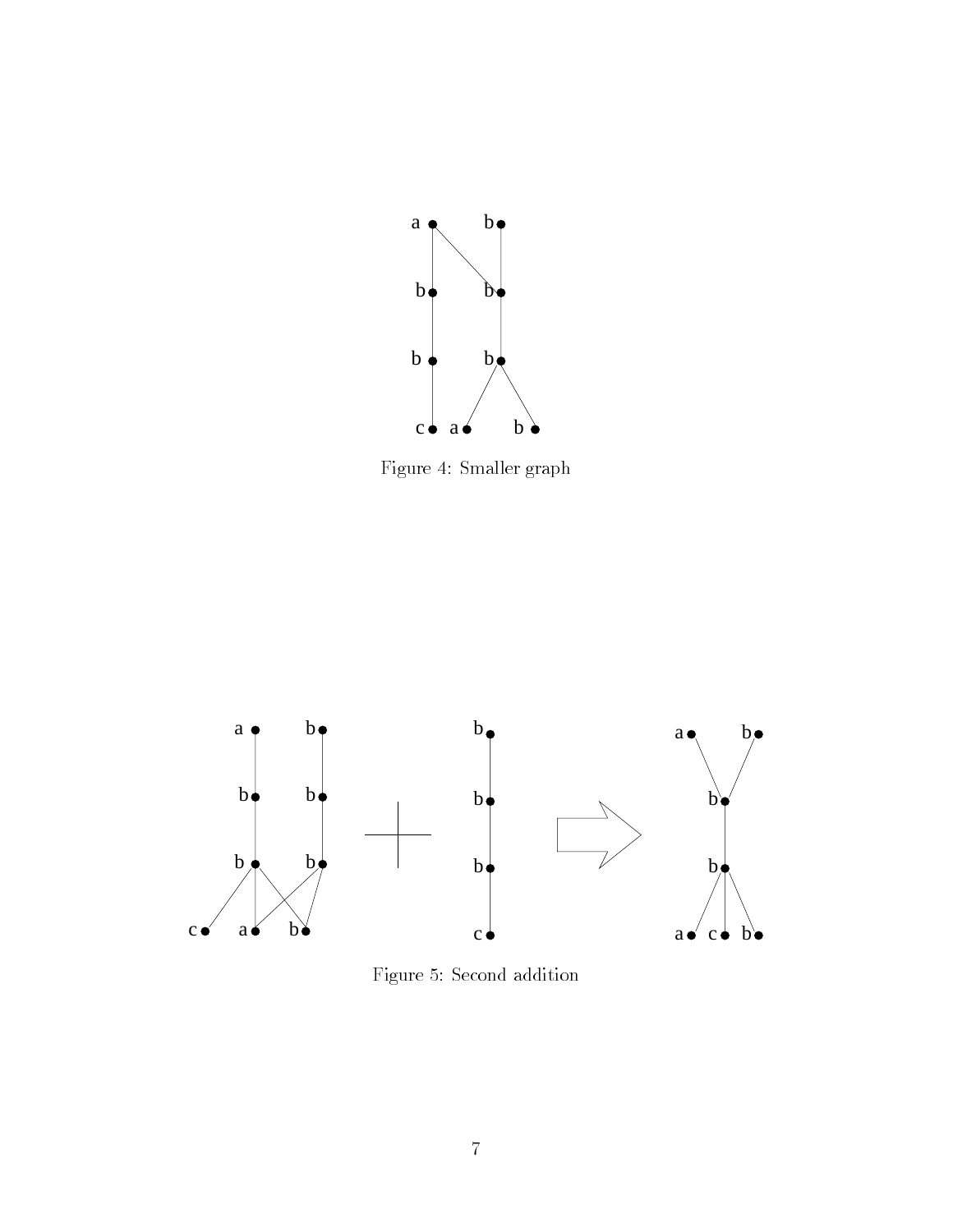Figure 4: Smaller graph

Figure 5: Second addition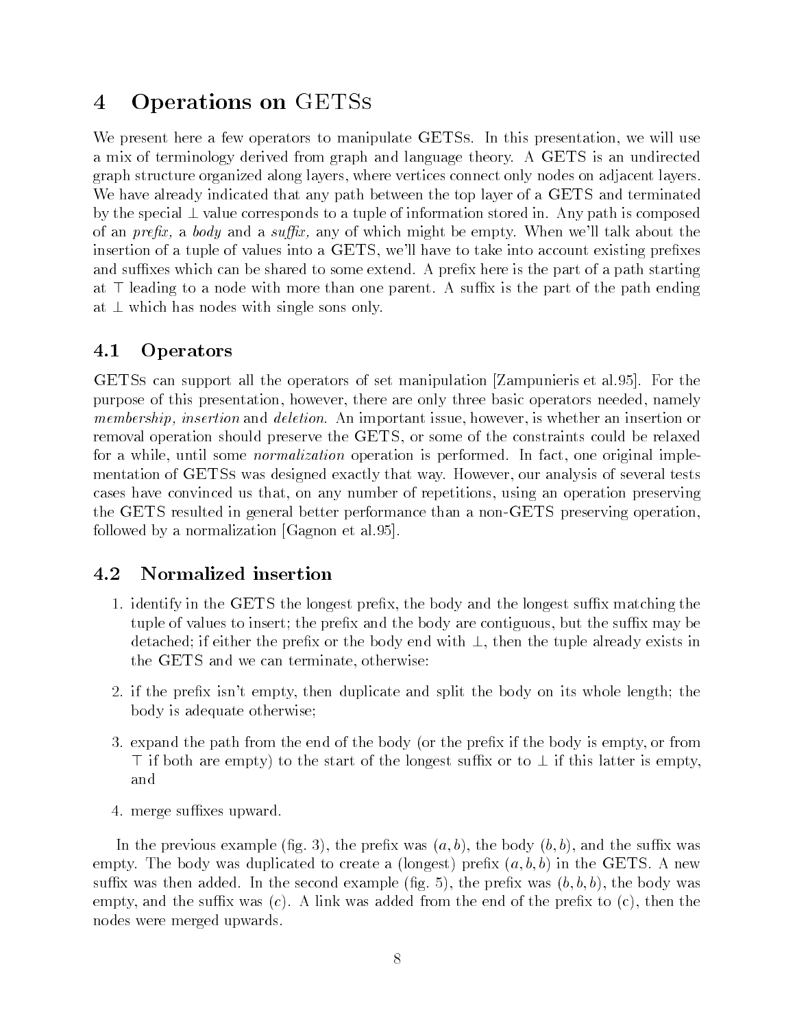# 4 Operations on GETSs

We present here a few operators to manipulate GETSs. In this presentation, we will use a mix of terminology derived from graph and language theory. A GETS is an undirected graph structure organized along layers, where vertices connect only nodes on adjacent layers. We have already indicated that any path between the top layer of a GETS and terminated by the special $\perp$ value corresponds to a tuple of information stored in. Any path is composed of an *prefix,* a *body* and a *suffix,* any of which might be empty. When we'll talk about the insertion of a tuple of values into a GETS, we'll have to take into account existing prefixes and suffixes which can be shared to some extend. A prefix here is the part of a path starting at $\top$ leading to a node with more than one parent. A suffix is the part of the path ending at $\perp$ which has nodes with single sons only.

## 4.1 Operators

GETSs can support all the operators of set manipulation [Zampunieris et al.95]. For the purpose of this presentation, however, there are only three basic operators needed, namely *membership, insertion* and *deletion*. An important issue, however, is whether an insertion or removal operation should preserve the GETS, or some of the constraints could be relaxed for a while, until some *normalization* operation is performed. In fact, one original implementation of GETSs was designed exactly that way. However, our analysis of several tests cases have convinced us that, on any number of repetitions, using an operation preserving the GETS resulted in general better performance than a non-GETS preserving operation, followed by a normalization [Gagnon et al.95].

## 4.2 Normalized insertion

1. identify in the GETS the longest prefix, the body and the longest suffix matching the tuple of values to insert; the prefix and the body are contiguous, but the suffix may be detached; if either the prefix or the body end with $\perp$, then the tuple already exists in the GETS and we can terminate, otherwise:
2. if the prefix isn't empty, then duplicate and split the body on its whole length; the body is adequate otherwise;
3. expand the path from the end of the body (or the prefix if the body is empty, or from $\top$ if both are empty) to the start of the longest suffix or to $\perp$ if this latter is empty, and
4. merge suffixes upward.

In the previous example (fig. 3), the prefix was $(a, b)$, the body $(b, b)$, and the suffix was empty. The body was duplicated to create a (longest) prefix $(a, b, b)$ in the GETS. A new suffix was then added. In the second example (fig. 5), the prefix was $(b, b, b)$, the body was empty, and the suffix was $(c)$. A link was added from the end of the prefix to (c), then the nodes were merged upwards.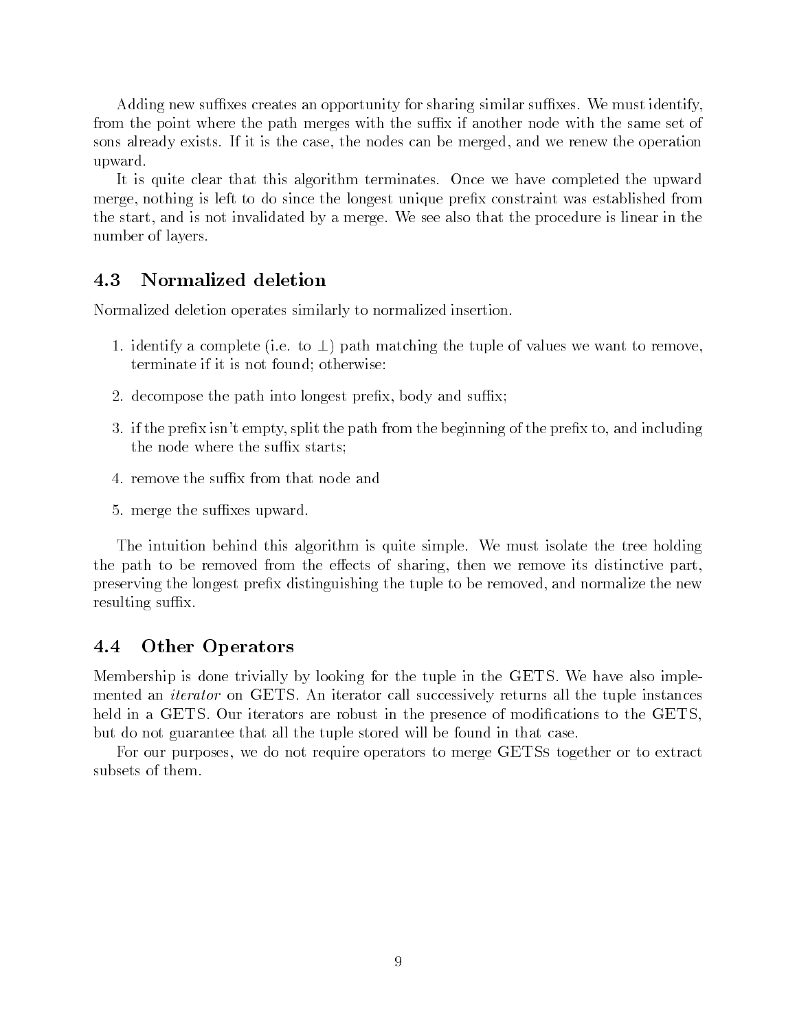Adding new suffixes creates an opportunity for sharing similar suffixes. We must identify, from the point where the path merges with the suffix if another node with the same set of sons already exists. If it is the case, the nodes can be merged, and we renew the operation upward.

It is quite clear that this algorithm terminates. Once we have completed the upward merge, nothing is left to do since the longest unique prefix constraint was established from the start, and is not invalidated by a merge. We see also that the procedure is linear in the number of layers.

## 4.3 Normalized deletion

Normalized deletion operates similarly to normalized insertion.

1. identify a complete (i.e. to $\perp$) path matching the tuple of values we want to remove, terminate if it is not found; otherwise:
2. decompose the path into longest prefix, body and suffix;
3. if the prefix isn't empty, split the path from the beginning of the prefix to, and including the node where the suffix starts;
4. remove the suffix from that node and
5. merge the suffixes upward.

The intuition behind this algorithm is quite simple. We must isolate the tree holding the path to be removed from the effects of sharing, then we remove its distinctive part, preserving the longest prefix distinguishing the tuple to be removed, and normalize the new resulting suffix.

## 4.4 Other Operators

Membership is done trivially by looking for the tuple in the GETS. We have also implemented an *iterator* on GETS. An iterator call successively returns all the tuple instances held in a GETS. Our iterators are robust in the presence of modifications to the GETS, but do not guarantee that all the tuple stored will be found in that case.

For our purposes, we do not require operators to merge GETSs together or to extract subsets of them.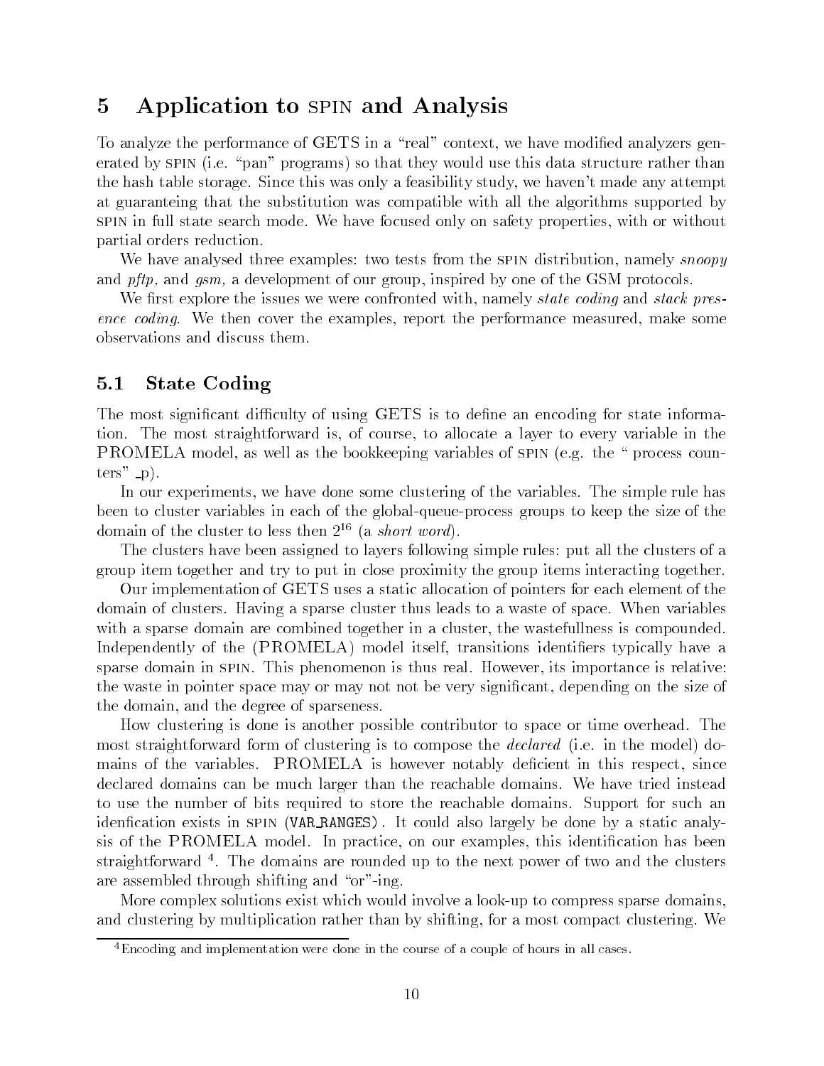## 5 Application to SPIN and Analysis

To analyze the performance of GETS in a "real" context, we have modified analyzers generated by SPIN (i.e. "pan" programs) so that they would use this data structure rather than the hash table storage. Since this was only a feasibility study, we haven't made any attempt at guaranteing that the substitution was compatible with all the algorithms supported by SPIN in full state search mode. We have focused only on safety properties, with or without partial orders reduction.

We have analysed three examples: two tests from the SPIN distribution, namely *snoopy* and *pftp,* and *gsm,* a development of our group, inspired by one of the GSM protocols.

We first explore the issues we were confronted with, namely *state coding* and *stack presence coding*. We then cover the examples, report the performance measured, make some observations and discuss them.

### 5.1 State Coding

The most significant difficulty of using GETS is to define an encoding for state information. The most straightforward is, of course, to allocate a layer to every variable in the PROMELA model, as well as the bookkeeping variables of SPIN (e.g. the " process counters" _p).

In our experiments, we have done some clustering of the variables. The simple rule has been to cluster variables in each of the global-queue-process groups to keep the size of the domain of the cluster to less then $2^{16}$ (a *short word*).

The clusters have been assigned to layers following simple rules: put all the clusters of a group item together and try to put in close proximity the group items interacting together.

Our implementation of GETS uses a static allocation of pointers for each element of the domain of clusters. Having a sparse cluster thus leads to a waste of space. When variables with a sparse domain are combined together in a cluster, the wastefullness is compounded. Independently of the (PROMELA) model itself, transitions identifiers typically have a sparse domain in SPIN. This phenomenon is thus real. However, its importance is relative: the waste in pointer space may or may not not be very significant, depending on the size of the domain, and the degree of sparseness.

How clustering is done is another possible contributor to space or time overhead. The most straightforward form of clustering is to compose the *declared* (i.e. in the model) domains of the variables. PROMELA is however notably deficient in this respect, since declared domains can be much larger than the reachable domains. We have tried instead to use the number of bits required to store the reachable domains. Support for such an idenfication exists in SPIN (`VAR_RANGES`). It could also largely be done by a static analysis of the PROMELA model. In practice, on our examples, this identification has been straightforward [4]. The domains are rounded up to the next power of two and the clusters are assembled through shifting and "or"-ing.

More complex solutions exist which would involve a look-up to compress sparse domains, and clustering by multiplication rather than by shifting, for a most compact clustering. We

[4] Encoding and implementation were done in the course of a couple of hours in all cases.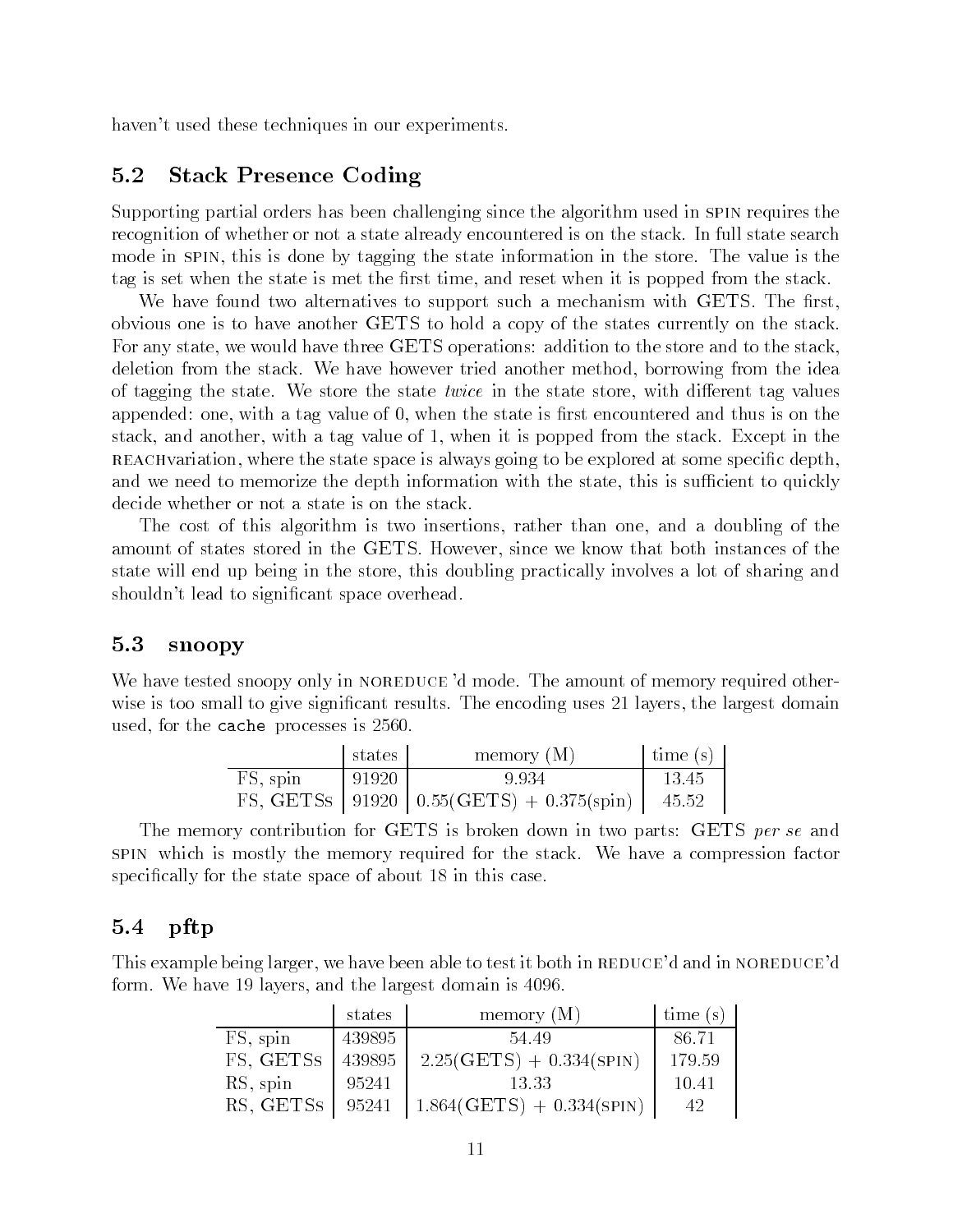haven't used these techniques in our experiments.

## 5.2 Stack Presence Coding

Supporting partial orders has been challenging since the algorithm used in SPIN requires the recognition of whether or not a state already encountered is on the stack. In full state search mode in SPIN, this is done by tagging the state information in the store. The value is the tag is set when the state is met the first time, and reset when it is popped from the stack.

We have found two alternatives to support such a mechanism with GETS. The first, obvious one is to have another GETS to hold a copy of the states currently on the stack. For any state, we would have three GETS operations: addition to the store and to the stack, deletion from the stack. We have however tried another method, borrowing from the idea of tagging the state. We store the state *twice* in the state store, with different tag values appended: one, with a tag value of 0, when the state is first encountered and thus is on the stack, and another, with a tag value of 1, when it is popped from the stack. Except in the REACHvariation, where the state space is always going to be explored at some specific depth, and we need to memorize the depth information with the state, this is sufficient to quickly decide whether or not a state is on the stack.

The cost of this algorithm is two insertions, rather than one, and a doubling of the amount of states stored in the GETS. However, since we know that both instances of the state will end up being in the store, this doubling practically involves a lot of sharing and shouldn't lead to significant space overhead.

## 5.3 snoopy

We have tested snoopy only in NOREDUCE 'd mode. The amount of memory required otherwise is too small to give significant results. The encoding uses 21 layers, the largest domain used, for the `cache` processes is 2560.

| | states | memory (M) | time (s) |
|---|---|---|---|
| FS, spin | 91920 | 9.934 | 13.45 |
| FS, GETSs | 91920 | 0.55(GETS) + 0.375(spin) | 45.52 |

The memory contribution for GETS is broken down in two parts: GETS *per se* and SPIN which is mostly the memory required for the stack. We have a compression factor specifically for the state space of about 18 in this case.

## 5.4 pftp

This example being larger, we have been able to test it both in REDUCE'd and in NOREDUCE'd form. We have 19 layers, and the largest domain is 4096.

| | states | memory (M) | time (s) |
|---|---|---|---|
| FS, spin | 439895 | 54.49 | 86.71 |
| FS, GETSs | 439895 | 2.25(GETS) + 0.334(SPIN) | 179.59 |
| RS, spin | 95241 | 13.33 | 10.41 |
| RS, GETSs | 95241 | 1.864(GETS) + 0.334(SPIN) | 42 |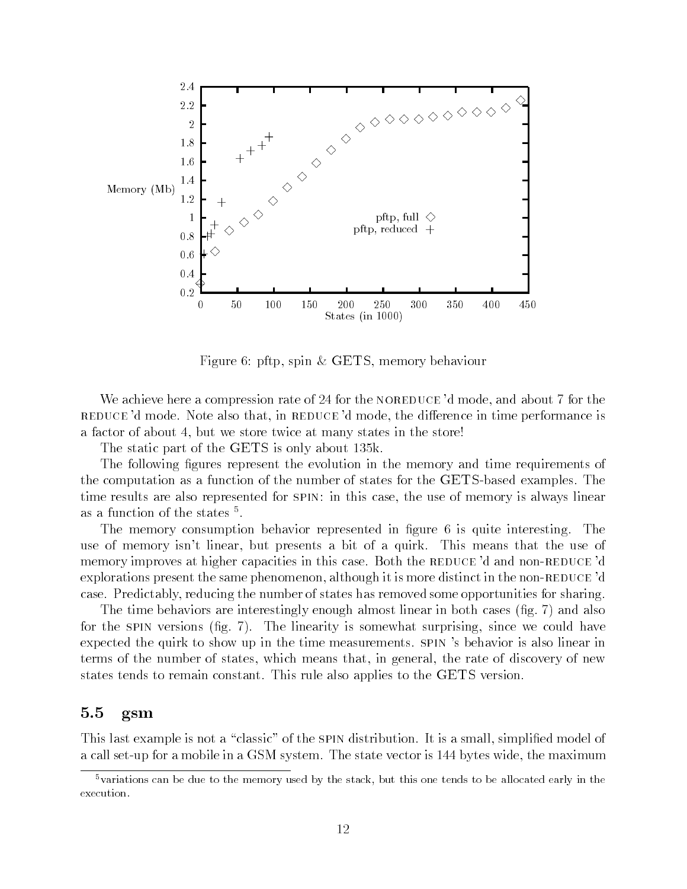Figure 6: pftp, spin & GETS, memory behaviour

We achieve here a compression rate of 24 for the NOREDUCE'd mode, and about 7 for the REDUCE'd mode. Note also that, in REDUCE'd mode, the difference in time performance is a factor of about 4, but we store twice at many states in the store!

The static part of the GETS is only about 135k.

The following figures represent the evolution in the memory and time requirements of the computation as a function of the number of states for the GETS-based examples. The time results are also represented for SPIN: in this case, the use of memory is always linear as a function of the states [5].

The memory consumption behavior represented in figure 6 is quite interesting. The use of memory isn't linear, but presents a bit of a quirk. This means that the use of memory improves at higher capacities in this case. Both the REDUCE'd and non-REDUCE'd explorations present the same phenomenon, although it is more distinct in the non-REDUCE'd case. Predictably, reducing the number of states has removed some opportunities for sharing.

The time behaviors are interestingly enough almost linear in both cases (fig. 7) and also for the SPIN versions (fig. 7). The linearity is somewhat surprising, since we could have expected the quirk to show up in the time measurements. SPIN's behavior is also linear in terms of the number of states, which means that, in general, the rate of discovery of new states tends to remain constant. This rule also applies to the GETS version.

## 5.5 gsm

This last example is not a "classic" of the SPIN distribution. It is a small, simplified model of a call set-up for a mobile in a GSM system. The state vector is 144 bytes wide, the maximum

[5] variations can be due to the memory used by the stack, but this one tends to be allocated early in the execution.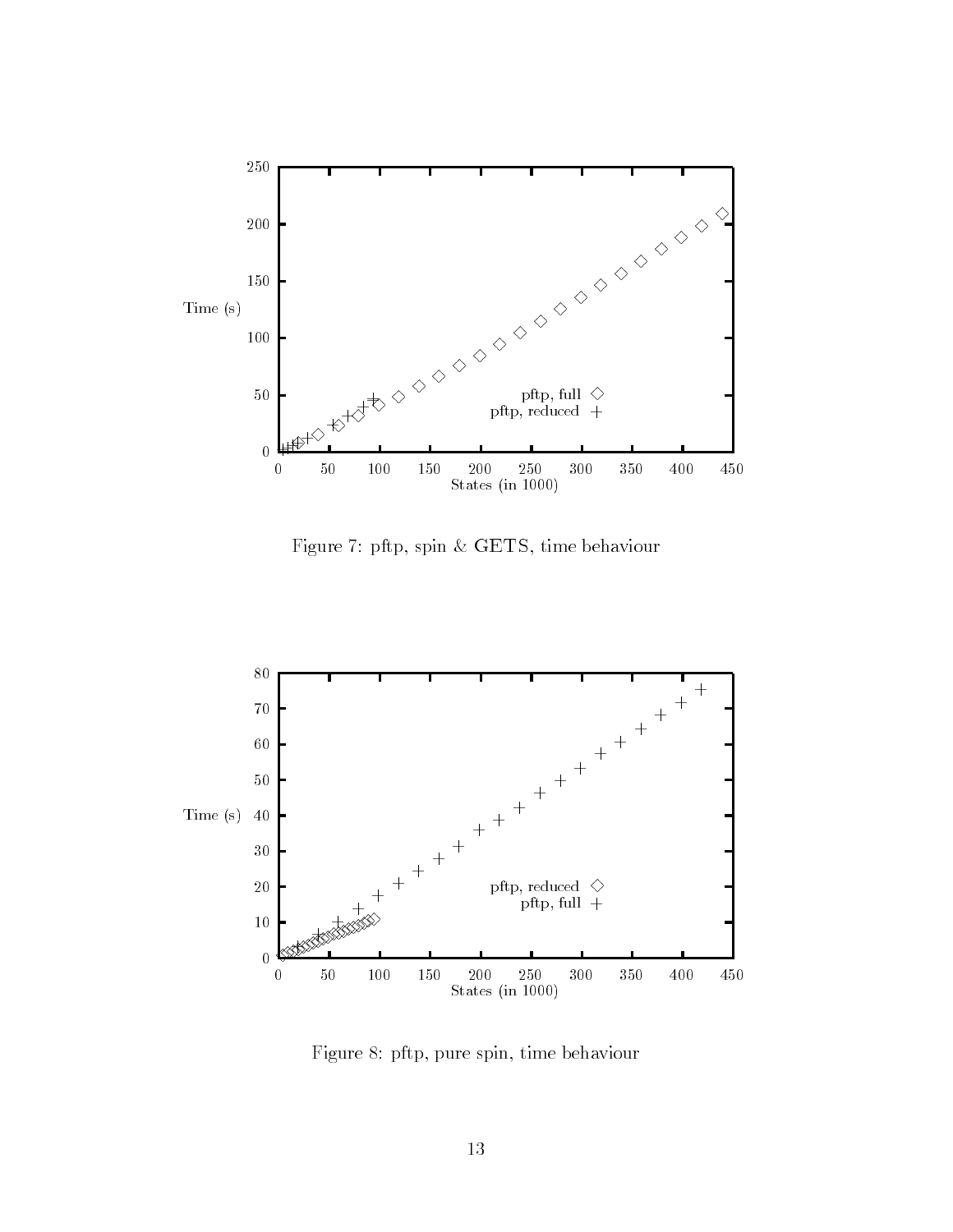Figure 7: pftp, spin & GETS, time behaviour

Figure 8: pftp, pure spin, time behaviour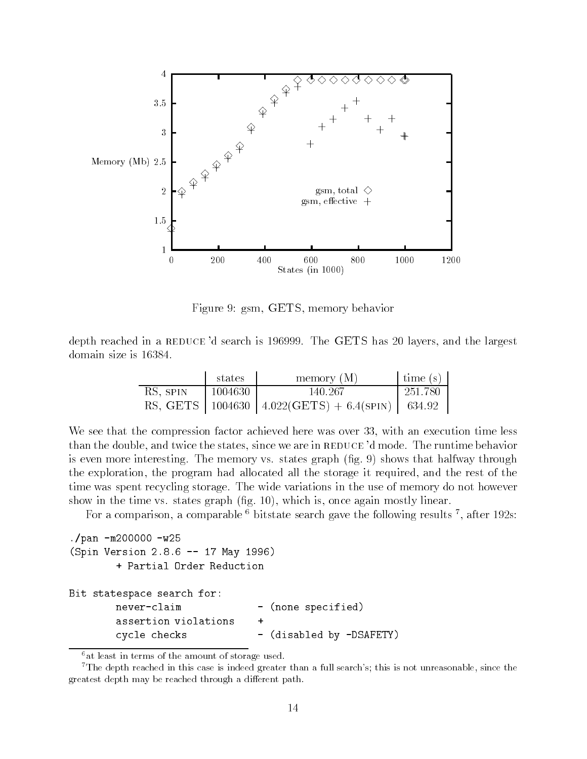Figure 9: gsm, GETS, memory behavior

depth reached in a REDUCE'd search is 196999. The GETS has 20 layers, and the largest domain size is 16384.

| | states | memory (M) | time (s) |
|---|---|---|---|
| RS, SPIN | 1004630 | 140.267 | 251.780 |
| RS, GETS | 1004630 | 4.022(GETS) + 6.4(SPIN) | 634.92 |

We see that the compression factor achieved here was over 33, with an execution time less than the double, and twice the states, since we are in REDUCE'd mode. The runtime behavior is even more interesting. The memory vs. states graph (fig. 9) shows that halfway through the exploration, the program had allocated all the storage it required, and the rest of the time was spent recycling storage. The wide variations in the use of memory do not however show in the time vs. states graph (fig. 10), which is, once again mostly linear.

For a comparison, a comparable [6] bitstate search gave the following results [7], after 192s:

```
./pan -m200000 -w25
(Spin Version 2.8.6 -- 17 May 1996)
        + Partial Order Reduction

Bit statespace search for:
        never-claim             - (none specified)
        assertion violations    +
        cycle checks            - (disabled by -DSAFETY)
```

[6] at least in terms of the amount of storage used.

[7] The depth reached in this case is indeed greater than a full search's; this is not unreasonable, since the greatest depth may be reached through a different path.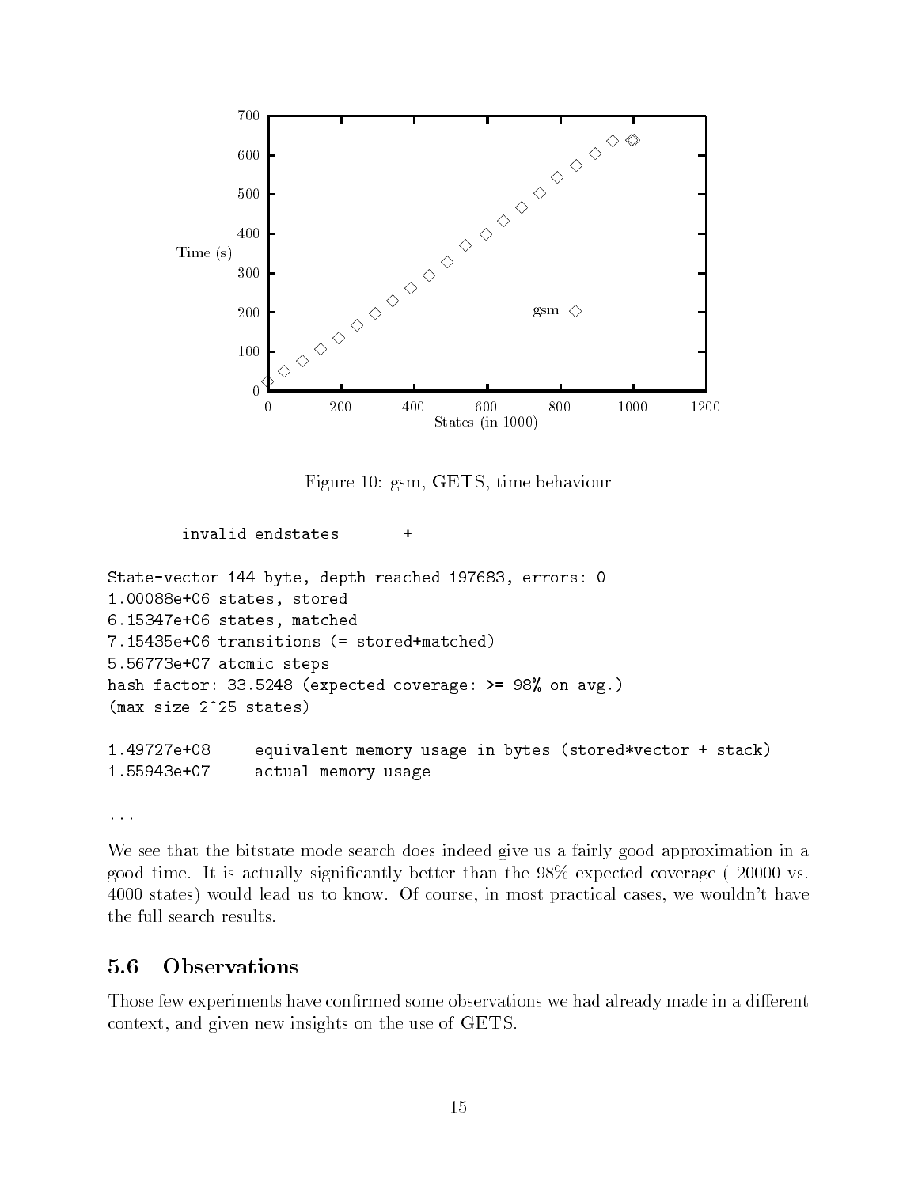Figure 10: gsm, GETS, time behaviour

```
        invalid endstates       +

State-vector 144 byte, depth reached 197683, errors: 0
1.00088e+06 states, stored
6.15347e+06 states, matched
7.15435e+06 transitions (= stored+matched)
5.56773e+07 atomic steps
hash factor: 33.5248 (expected coverage: >= 98% on avg.)
(max size 2^25 states)

1.49727e+08     equivalent memory usage in bytes (stored*vector + stack)
1.55943e+07     actual memory usage

...
```

We see that the bitstate mode search does indeed give us a fairly good approximation in a good time. It is actually significantly better than the 98% expected coverage ( 20000 vs. 4000 states) would lead us to know. Of course, in most practical cases, we wouldn't have the full search results.

## 5.6 Observations

Those few experiments have confirmed some observations we had already made in a different context, and given new insights on the use of GETS.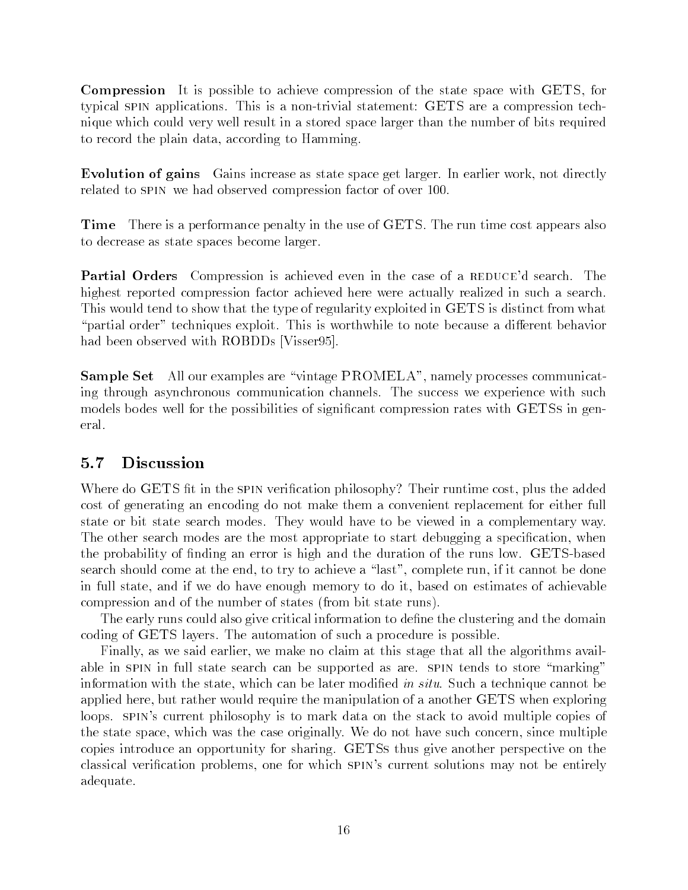**Compression** It is possible to achieve compression of the state space with GETS, for typical SPIN applications. This is a non-trivial statement: GETS are a compression technique which could very well result in a stored space larger than the number of bits required to record the plain data, according to Hamming.

**Evolution of gains** Gains increase as state space get larger. In earlier work, not directly related to SPIN we had observed compression factor of over 100.

**Time** There is a performance penalty in the use of GETS. The run time cost appears also to decrease as state spaces become larger.

**Partial Orders** Compression is achieved even in the case of a REDUCE'd search. The highest reported compression factor achieved here were actually realized in such a search. This would tend to show that the type of regularity exploited in GETS is distinct from what "partial order" techniques exploit. This is worthwhile to note because a different behavior had been observed with ROBDDs [Visser95].

**Sample Set** All our examples are "vintage PROMELA", namely processes communicating through asynchronous communication channels. The success we experience with such models bodes well for the possibilities of significant compression rates with GETSs in general.

## 5.7 Discussion

Where do GETS fit in the SPIN verification philosophy? Their runtime cost, plus the added cost of generating an encoding do not make them a convenient replacement for either full state or bit state search modes. They would have to be viewed in a complementary way. The other search modes are the most appropriate to start debugging a specification, when the probability of finding an error is high and the duration of the runs low. GETS-based search should come at the end, to try to achieve a "last", complete run, if it cannot be done in full state, and if we do have enough memory to do it, based on estimates of achievable compression and of the number of states (from bit state runs).

The early runs could also give critical information to define the clustering and the domain coding of GETS layers. The automation of such a procedure is possible.

Finally, as we said earlier, we make no claim at this stage that all the algorithms available in SPIN in full state search can be supported as are. SPIN tends to store "marking" information with the state, which can be later modified *in situ*. Such a technique cannot be applied here, but rather would require the manipulation of a another GETS when exploring loops. SPIN's current philosophy is to mark data on the stack to avoid multiple copies of the state space, which was the case originally. We do not have such concern, since multiple copies introduce an opportunity for sharing. GETSs thus give another perspective on the classical verification problems, one for which SPIN's current solutions may not be entirely adequate.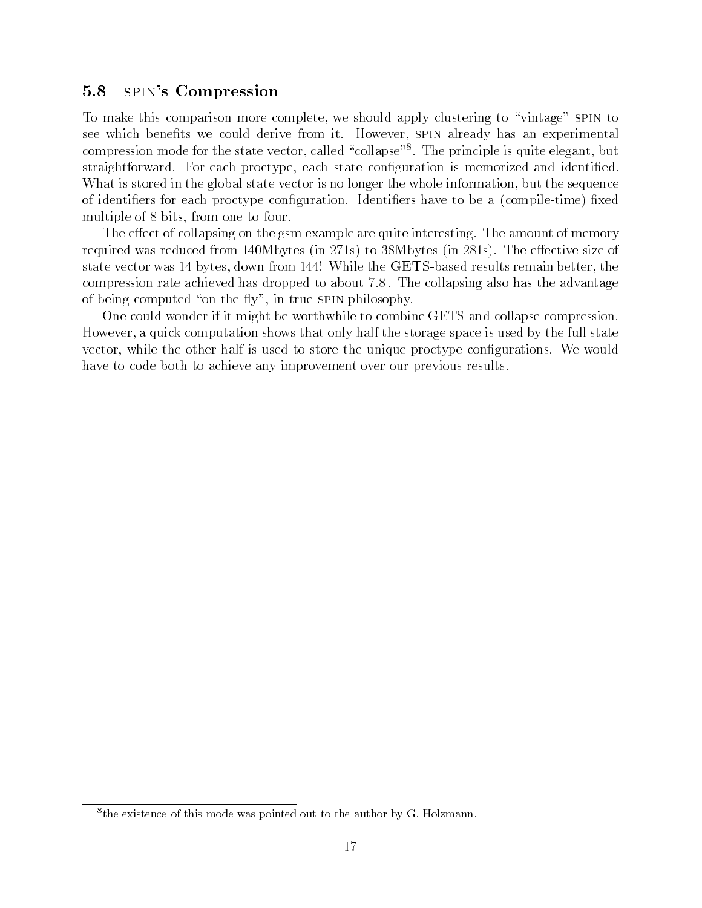### 5.8 SPIN's Compression

To make this comparison more complete, we should apply clustering to "vintage" SPIN to see which benefits we could derive from it. However, SPIN already has an experimental compression mode for the state vector, called "collapse"[8]. The principle is quite elegant, but straightforward. For each proctype, each state configuration is memorized and identified. What is stored in the global state vector is no longer the whole information, but the sequence of identifiers for each proctype configuration. Identifiers have to be a (compile-time) fixed multiple of 8 bits, from one to four.

The effect of collapsing on the gsm example are quite interesting. The amount of memory required was reduced from 140Mbytes (in 271s) to 38Mbytes (in 281s). The effective size of state vector was 14 bytes, down from 144! While the GETS-based results remain better, the compression rate achieved has dropped to about 7.8 . The collapsing also has the advantage of being computed "on-the-fly", in true SPIN philosophy.

One could wonder if it might be worthwhile to combine GETS and collapse compression. However, a quick computation shows that only half the storage space is used by the full state vector, while the other half is used to store the unique proctype configurations. We would have to code both to achieve any improvement over our previous results.

[8] the existence of this mode was pointed out to the author by G. Holzmann.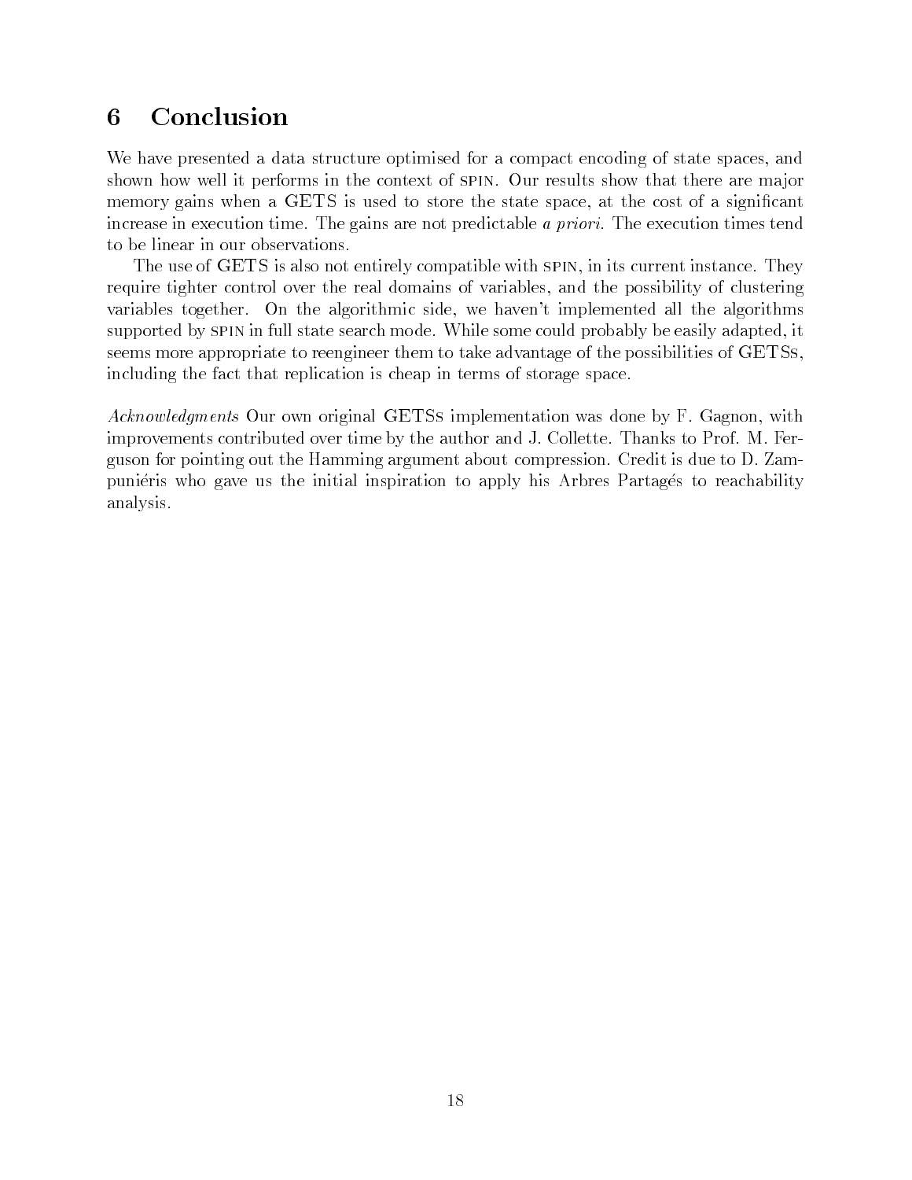# 6 Conclusion

We have presented a data structure optimised for a compact encoding of state spaces, and shown how well it performs in the context of SPIN. Our results show that there are major memory gains when a GETS is used to store the state space, at the cost of a significant increase in execution time. The gains are not predictable *a priori*. The execution times tend to be linear in our observations.

The use of GETS is also not entirely compatible with SPIN, in its current instance. They require tighter control over the real domains of variables, and the possibility of clustering variables together. On the algorithmic side, we haven't implemented all the algorithms supported by SPIN in full state search mode. While some could probably be easily adapted, it seems more appropriate to reengineer them to take advantage of the possibilities of GETSs, including the fact that replication is cheap in terms of storage space.

*Acknowledgments* Our own original GETSs implementation was done by F. Gagnon, with improvements contributed over time by the author and J. Collette. Thanks to Prof. M. Ferguson for pointing out the Hamming argument about compression. Credit is due to D. Zampuniéris who gave us the initial inspiration to apply his Arbres Partagés to reachability analysis.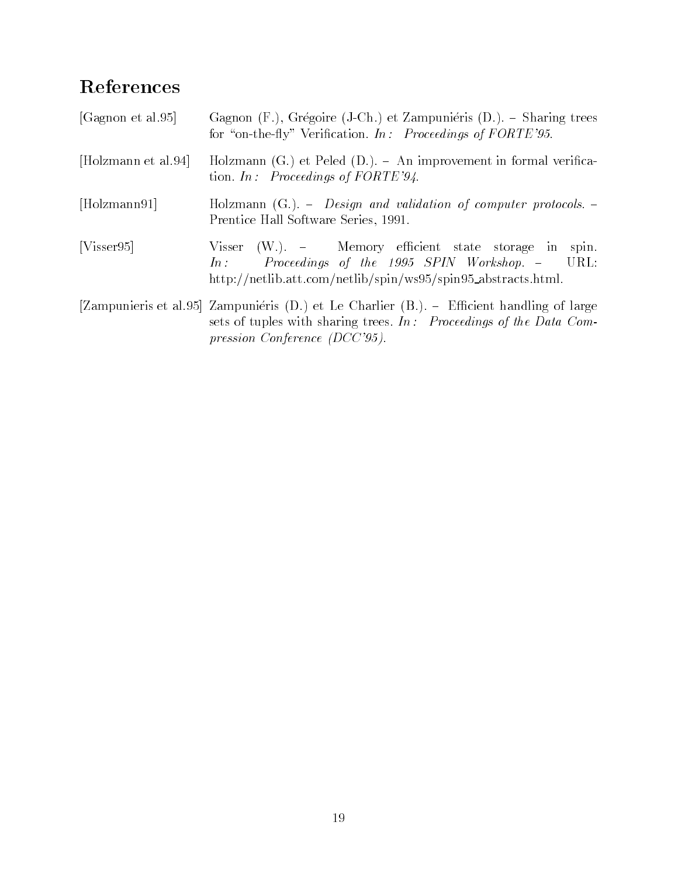# References

[Gagnon et al.95] Gagnon (F.), Grégoire (J-Ch.) et Zampuniéris (D.). – Sharing trees for "on-the-fly" Verification. *In : Proceedings of FORTE'95*.

[Holzmann et al.94] Holzmann (G.) et Peled (D.). – An improvement in formal verification. *In : Proceedings of FORTE'94*.

[Holzmann91] Holzmann (G.). – *Design and validation of computer protocols*. – Prentice Hall Software Series, 1991.

[Visser95] Visser (W.). – Memory efficient state storage in spin. *In : Proceedings of the 1995 SPIN Workshop*. – URL: http://netlib.att.com/netlib/spin/ws95/spin95_abstracts.html.

[Zampunieris et al.95] Zampuniéris (D.) et Le Charlier (B.). – Efficient handling of large sets of tuples with sharing trees. *In : Proceedings of the Data Compression Conference (DCC'95)*.